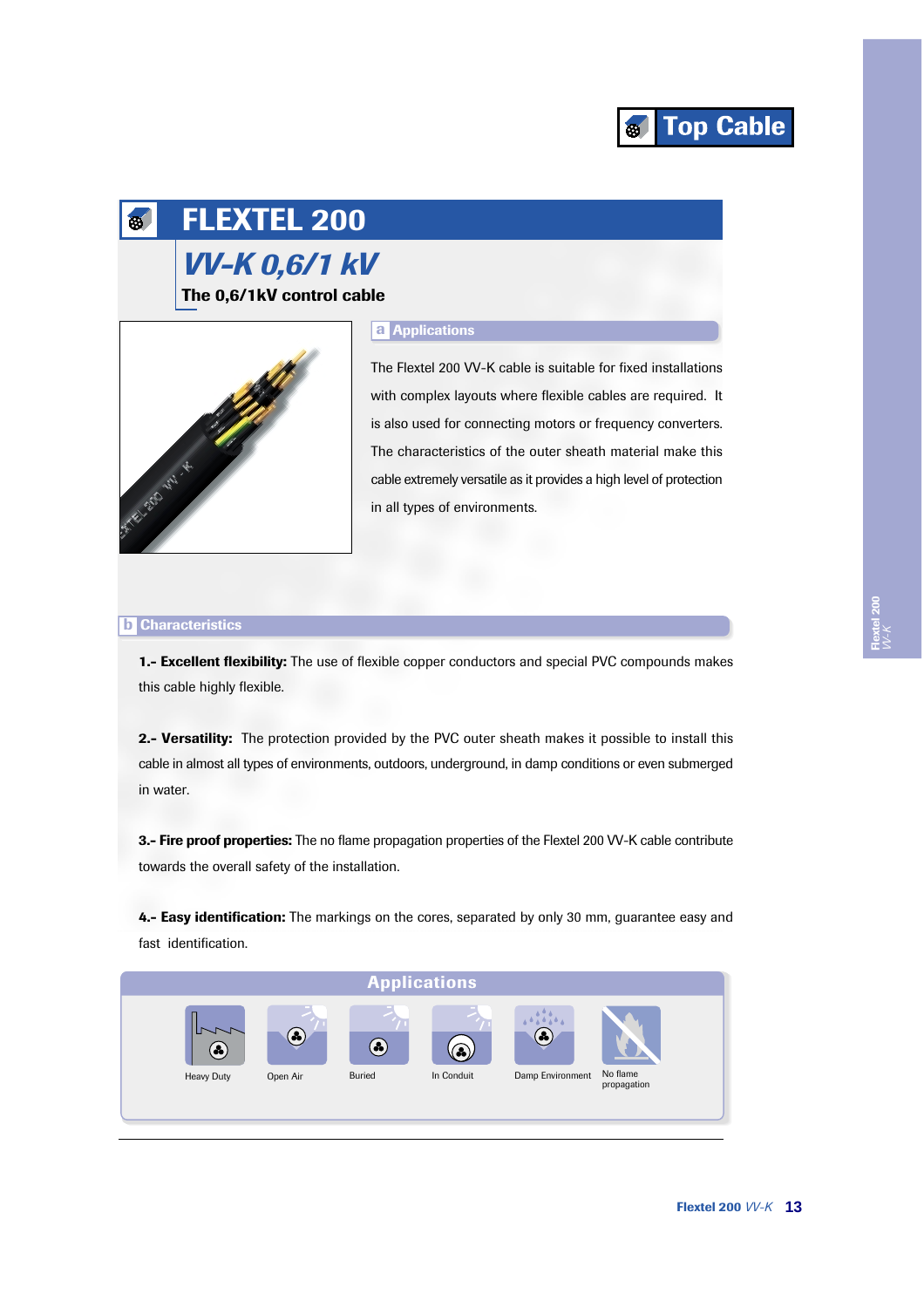Top Cable

# FLEXTEL 200

## *VV-K 0,6/1 kV*

**The 0,6/1kV control cable**

### a Applications

The Flextel 200 VV-K cable is suitable for fixed installations with complex layouts where flexible cables are required. It is also used for connecting motors or frequency converters. The characteristics of the outer sheath material make this cable extremely versatile as it provides a high level of protection in all types of environments.

### b Characteristics

**1.- Excellent flexibility:** The use of flexible copper conductors and special PVC compounds makes this cable highly flexible.

**2.- Versatility:** The protection provided by the PVC outer sheath makes it possible to install this cable in almost all types of environments, outdoors, underground, in damp conditions or even submerged in water.

**3.- Fire proof properties:** The no flame propagation properties of the Flextel 200 VV-K cable contribute towards the overall safety of the installation.

**4.- Easy identification:** The markings on the cores, separated by only 30 mm, guarantee easy and fast identification.

### Applications

Heavy Duty · Open Air · Buried · In Conduit · Damp Environment · No flame propagation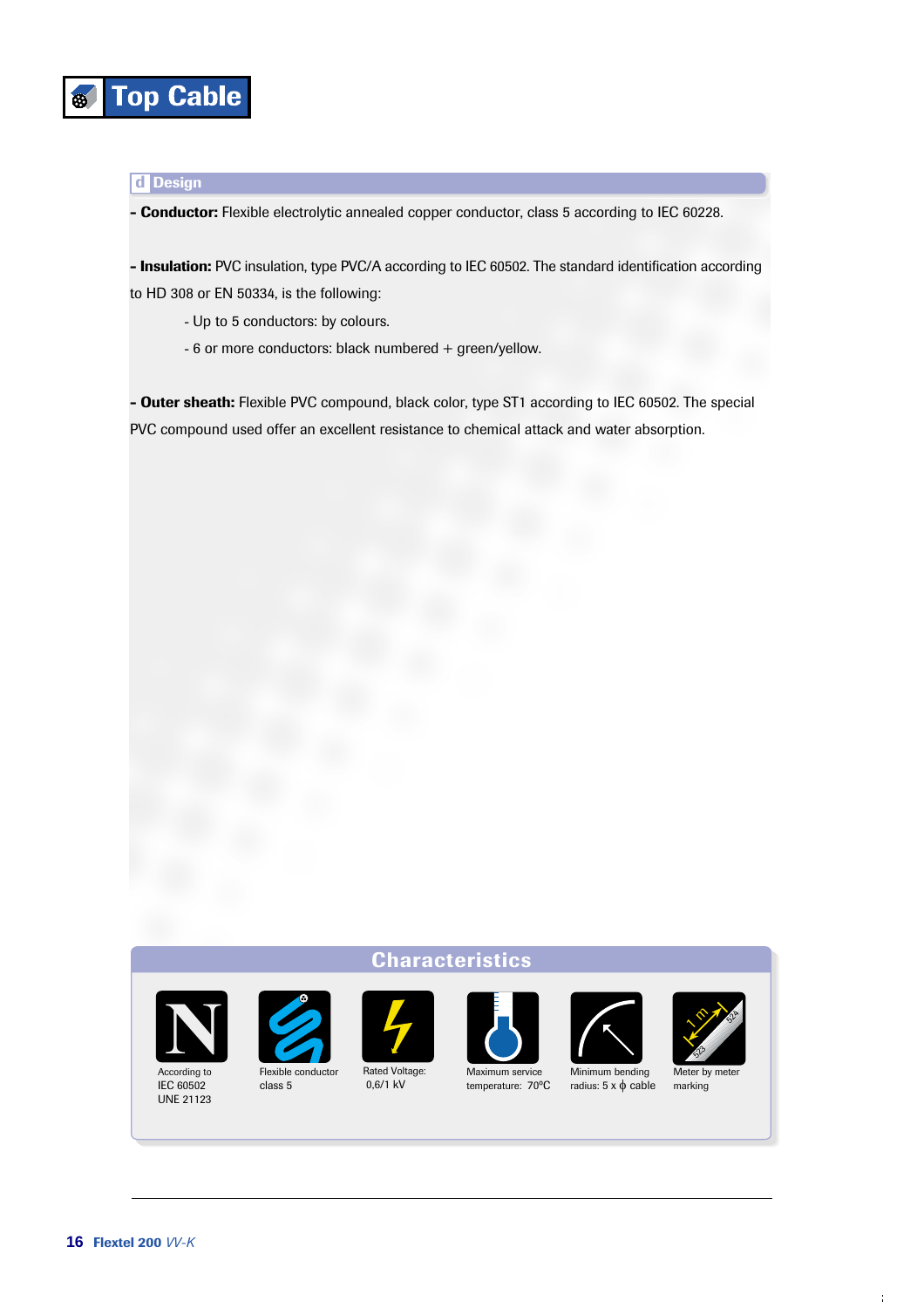## Design

**- Conductor:** Flexible electrolytic annealed copper conductor, class 5 according to IEC 60228.

**- Insulation:** PVC insulation, type PVC/A according to IEC 60502. The standard identification according to HD 308 or EN 50334, is the following:

- Up to 5 conductors: by colours.
- 6 or more conductors: black numbered + green/yellow.

**- Outer sheath:** Flexible PVC compound, black color, type ST1 according to IEC 60502. The special PVC compound used offer an excellent resistance to chemical attack and water absorption.

## Characteristics

- According to IEC 60502 UNE 21123
- Flexible conductor class 5
- Rated Voltage: 0,6/1 kV
- Maximum service temperature: 70ºC
- Minimum bending radius: 5 x ϕ cable
- Meter by meter marking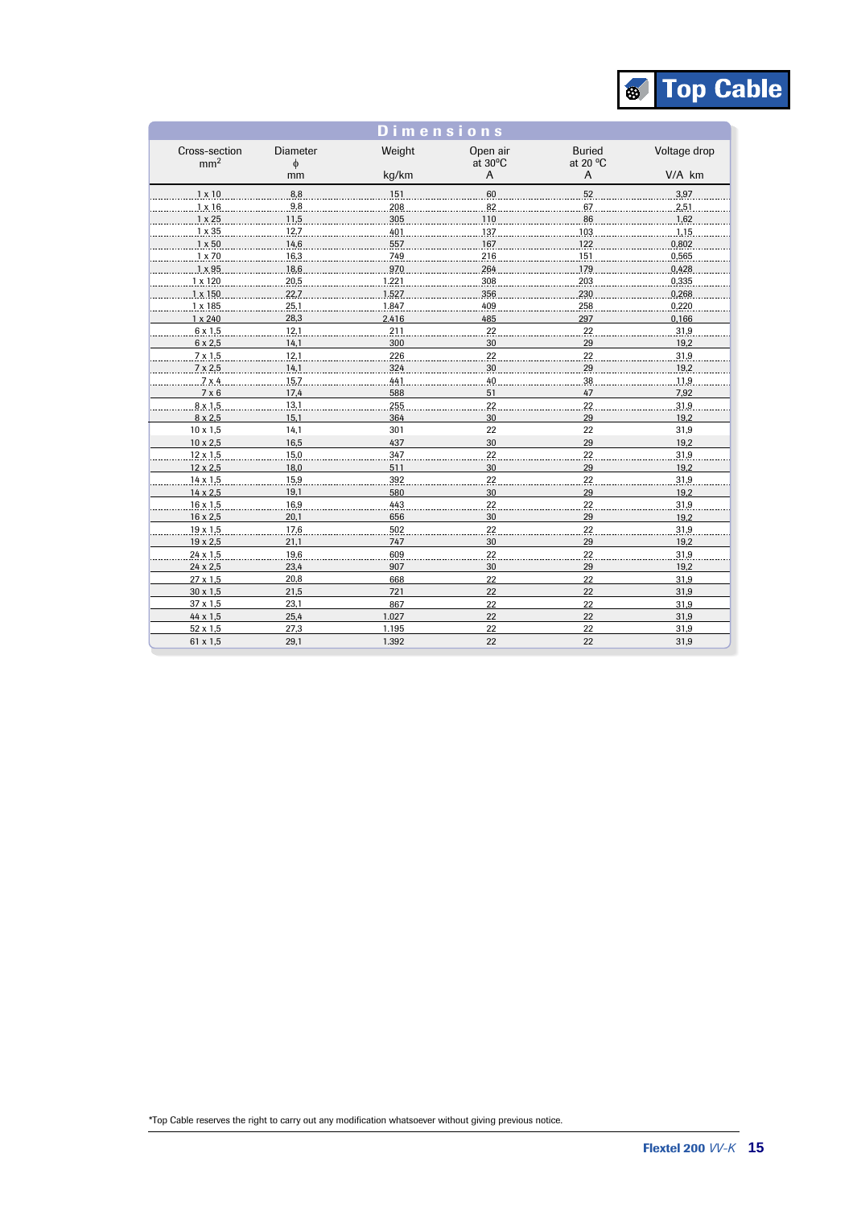## Dimensions

| Cross-section mm$^2$ | Diameter ϕ mm | Weight kg/km | Open air at 30ºC A | Buried at 20 ºC A | Voltage drop V/A km |
|---|---|---|---|---|---|
| 1 x 10 | 8,8 | 151 | 60 | 52 | 3,97 |
| 1 x 16 | 9,8 | 208 | 82 | 67 | 2,51 |
| 1 x 25 | 11,5 | 305 | 110 | 86 | 1,62 |
| 1 x 35 | 12,7 | 401 | 137 | 103 | 1,15 |
| 1 x 50 | 14,6 | 557 | 167 | 122 | 0,802 |
| 1 x 70 | 16,3 | 749 | 216 | 151 | 0,565 |
| 1 x 95 | 18,6 | 970 | 264 | 179 | 0,428 |
| 1 x 120 | 20,5 | 1.221 | 308 | 203 | 0,335 |
| 1 x 150 | 22,7 | 1.527 | 356 | 230 | 0,268 |
| 1 x 185 | 25,1 | 1.847 | 409 | 258 | 0,220 |
| 1 x 240 | 28,3 | 2.416 | 485 | 297 | 0,166 |
| 6 x 1,5 | 12,1 | 211 | 22 | 22 | 31,9 |
| 6 x 2,5 | 14,1 | 300 | 30 | 29 | 19,2 |
| 7 x 1,5 | 12,1 | 226 | 22 | 22 | 31,9 |
| 7 x 2,5 | 14,1 | 324 | 30 | 29 | 19,2 |
| 7 x 4 | 15,7 | 441 | 40 | 38 | 11,9 |
| 7 x 6 | 17,4 | 588 | 51 | 47 | 7,92 |
| 8 x 1,5 | 13,1 | 255 | 22 | 22 | 31,9 |
| 8 x 2,5 | 15,1 | 364 | 30 | 29 | 19,2 |
| 10 x 1,5 | 14,1 | 301 | 22 | 22 | 31,9 |
| 10 x 2,5 | 16,5 | 437 | 30 | 29 | 19,2 |
| 12 x 1,5 | 15,0 | 347 | 22 | 22 | 31,9 |
| 12 x 2,5 | 18,0 | 511 | 30 | 29 | 19,2 |
| 14 x 1,5 | 15,9 | 392 | 22 | 22 | 31,9 |
| 14 x 2,5 | 19,1 | 580 | 30 | 29 | 19,2 |
| 16 x 1,5 | 16,9 | 443 | 22 | 22 | 31,9 |
| 16 x 2,5 | 20,1 | 656 | 30 | 29 | 19,2 |
| 19 x 1,5 | 17,6 | 502 | 22 | 22 | 31,9 |
| 19 x 2,5 | 21,1 | 747 | 30 | 29 | 19,2 |
| 24 x 1,5 | 19,6 | 609 | 22 | 22 | 31,9 |
| 24 x 2,5 | 23,4 | 907 | 30 | 29 | 19,2 |
| 27 x 1,5 | 20,8 | 668 | 22 | 22 | 31,9 |
| 30 x 1,5 | 21,5 | 721 | 22 | 22 | 31,9 |
| 37 x 1,5 | 23,1 | 867 | 22 | 22 | 31,9 |
| 44 x 1,5 | 25,4 | 1.027 | 22 | 22 | 31,9 |
| 52 x 1,5 | 27,3 | 1.195 | 22 | 22 | 31,9 |
| 61 x 1,5 | 29,1 | 1.392 | 22 | 22 | 31,9 |

*Top Cable reserves the right to carry out any modification whatsoever without giving previous notice.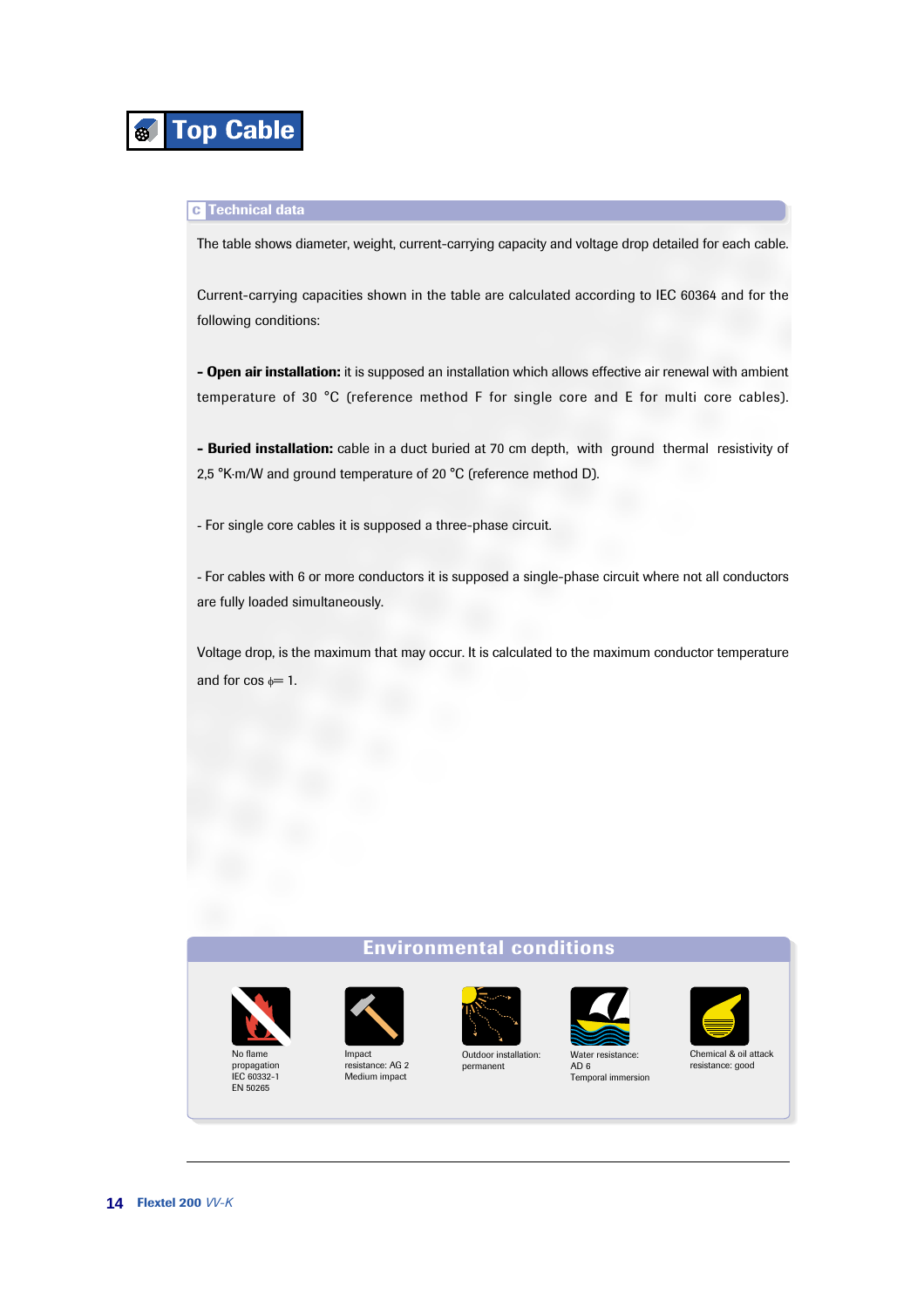## C Technical data

The table shows diameter, weight, current-carrying capacity and voltage drop detailed for each cable.

Current-carrying capacities shown in the table are calculated according to IEC 60364 and for the following conditions:

**- Open air installation:** it is supposed an installation which allows effective air renewal with ambient temperature of 30 °C (reference method F for single core and E for multi core cables).

**- Buried installation:** cable in a duct buried at 70 cm depth, with ground thermal resistivity of 2,5 °K·m/W and ground temperature of 20 °C (reference method D).

- For single core cables it is supposed a three-phase circuit.

- For cables with 6 or more conductors it is supposed a single-phase circuit where not all conductors are fully loaded simultaneously.

Voltage drop, is the maximum that may occur. It is calculated to the maximum conductor temperature and for cos $\phi = 1$.

## Environmental conditions

No flame propagation IEC 60332-1 EN 50265

Impact resistance: AG 2 Medium impact

Outdoor installation: permanent

Water resistance: AD 6 Temporal immersion

Chemical & oil attack resistance: good